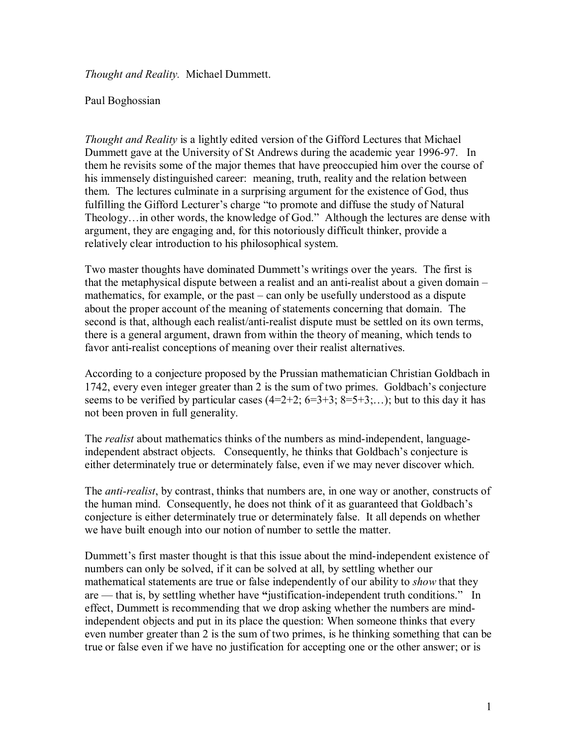*Thought and Reality.* Michael Dummett.

Paul Boghossian

*Thought and Reality* is a lightly edited version of the Gifford Lectures that Michael Dummett gave at the University of St Andrews during the academic year 1996-97. In them he revisits some of the major themes that have preoccupied him over the course of his immensely distinguished career: meaning, truth, reality and the relation between them. The lectures culminate in a surprising argument for the existence of God, thus fulfilling the Gifford Lecturer's charge "to promote and diffuse the study of Natural Theology…in other words, the knowledge of God." Although the lectures are dense with argument, they are engaging and, for this notoriously difficult thinker, provide a relatively clear introduction to his philosophical system.

Two master thoughts have dominated Dummett's writings over the years. The first is that the metaphysical dispute between a realist and an anti-realist about a given domain – mathematics, for example, or the past – can only be usefully understood as a dispute about the proper account of the meaning of statements concerning that domain. The second is that, although each realist/anti-realist dispute must be settled on its own terms, there is a general argument, drawn from within the theory of meaning, which tends to favor anti-realist conceptions of meaning over their realist alternatives.

According to a conjecture proposed by the Prussian mathematician Christian Goldbach in 1742, every even integer greater than 2 is the sum of two primes. Goldbach's conjecture seems to be verified by particular cases (4=2+2; 6=3+3; 8=5+3;…); but to this day it has not been proven in full generality.

The *realist* about mathematics thinks of the numbers as mind-independent, language-independent abstract objects. Consequently, he thinks that Goldbach's conjecture is either determinately true or determinately false, even if we may never discover which.

The *anti-realist*, by contrast, thinks that numbers are, in one way or another, constructs of the human mind. Consequently, he does not think of it as guaranteed that Goldbach's conjecture is either determinately true or determinately false. It all depends on whether we have built enough into our notion of number to settle the matter.

Dummett's first master thought is that this issue about the mind-independent existence of numbers can only be solved, if it can be solved at all, by settling whether our mathematical statements are true or false independently of our ability to *show* that they are — that is, by settling whether have **"**justification-independent truth conditions." In effect, Dummett is recommending that we drop asking whether the numbers are mind-independent objects and put in its place the question: When someone thinks that every even number greater than 2 is the sum of two primes, is he thinking something that can be true or false even if we have no justification for accepting one or the other answer; or is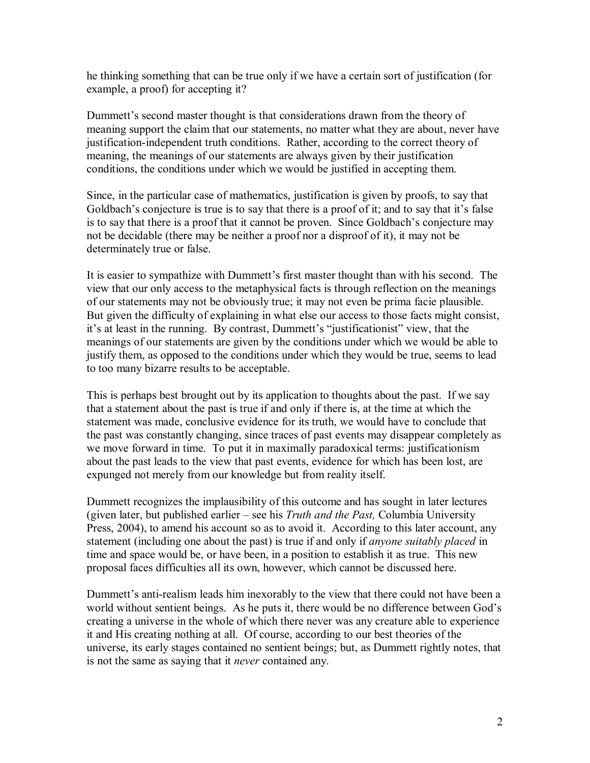he thinking something that can be true only if we have a certain sort of justification (for example, a proof) for accepting it?

Dummett's second master thought is that considerations drawn from the theory of meaning support the claim that our statements, no matter what they are about, never have justification-independent truth conditions. Rather, according to the correct theory of meaning, the meanings of our statements are always given by their justification conditions, the conditions under which we would be justified in accepting them.

Since, in the particular case of mathematics, justification is given by proofs, to say that Goldbach's conjecture is true is to say that there is a proof of it; and to say that it's false is to say that there is a proof that it cannot be proven. Since Goldbach's conjecture may not be decidable (there may be neither a proof nor a disproof of it), it may not be determinately true or false.

It is easier to sympathize with Dummett's first master thought than with his second. The view that our only access to the metaphysical facts is through reflection on the meanings of our statements may not be obviously true; it may not even be prima facie plausible. But given the difficulty of explaining in what else our access to those facts might consist, it's at least in the running. By contrast, Dummett's "justificationist" view, that the meanings of our statements are given by the conditions under which we would be able to justify them, as opposed to the conditions under which they would be true, seems to lead to too many bizarre results to be acceptable.

This is perhaps best brought out by its application to thoughts about the past. If we say that a statement about the past is true if and only if there is, at the time at which the statement was made, conclusive evidence for its truth, we would have to conclude that the past was constantly changing, since traces of past events may disappear completely as we move forward in time. To put it in maximally paradoxical terms: justificationism about the past leads to the view that past events, evidence for which has been lost, are expunged not merely from our knowledge but from reality itself.

Dummett recognizes the implausibility of this outcome and has sought in later lectures (given later, but published earlier – see his *Truth and the Past,* Columbia University Press, 2004), to amend his account so as to avoid it. According to this later account, any statement (including one about the past) is true if and only if *anyone suitably placed* in time and space would be, or have been, in a position to establish it as true. This new proposal faces difficulties all its own, however, which cannot be discussed here.

Dummett's anti-realism leads him inexorably to the view that there could not have been a world without sentient beings. As he puts it, there would be no difference between God's creating a universe in the whole of which there never was any creature able to experience it and His creating nothing at all. Of course, according to our best theories of the universe, its early stages contained no sentient beings; but, as Dummett rightly notes, that is not the same as saying that it *never* contained any.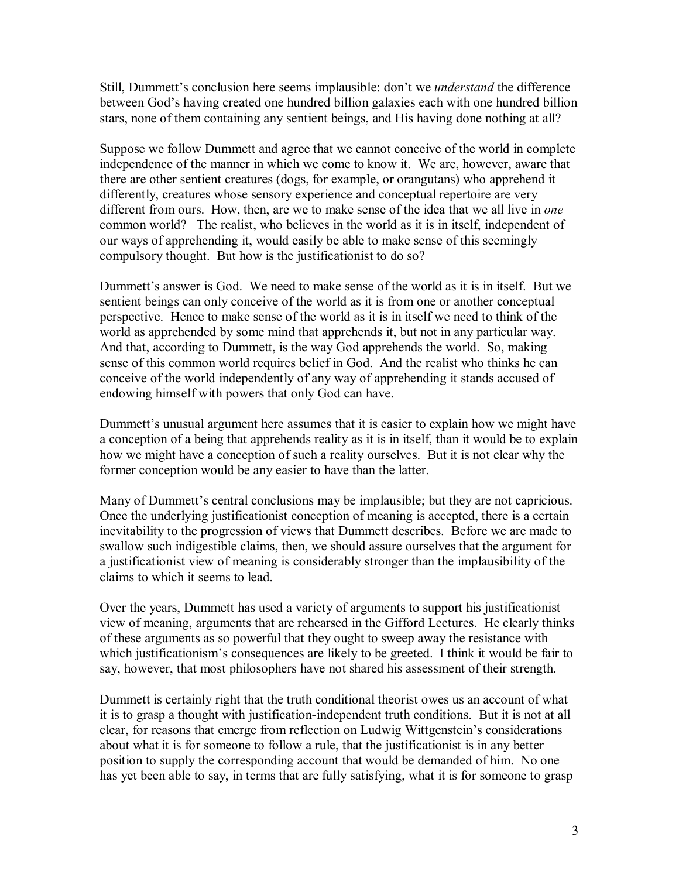Still, Dummett's conclusion here seems implausible: don't we *understand* the difference between God's having created one hundred billion galaxies each with one hundred billion stars, none of them containing any sentient beings, and His having done nothing at all?

Suppose we follow Dummett and agree that we cannot conceive of the world in complete independence of the manner in which we come to know it. We are, however, aware that there are other sentient creatures (dogs, for example, or orangutans) who apprehend it differently, creatures whose sensory experience and conceptual repertoire are very different from ours. How, then, are we to make sense of the idea that we all live in *one* common world? The realist, who believes in the world as it is in itself, independent of our ways of apprehending it, would easily be able to make sense of this seemingly compulsory thought. But how is the justificationist to do so?

Dummett's answer is God. We need to make sense of the world as it is in itself. But we sentient beings can only conceive of the world as it is from one or another conceptual perspective. Hence to make sense of the world as it is in itself we need to think of the world as apprehended by some mind that apprehends it, but not in any particular way. And that, according to Dummett, is the way God apprehends the world. So, making sense of this common world requires belief in God. And the realist who thinks he can conceive of the world independently of any way of apprehending it stands accused of endowing himself with powers that only God can have.

Dummett's unusual argument here assumes that it is easier to explain how we might have a conception of a being that apprehends reality as it is in itself, than it would be to explain how we might have a conception of such a reality ourselves. But it is not clear why the former conception would be any easier to have than the latter.

Many of Dummett's central conclusions may be implausible; but they are not capricious. Once the underlying justificationist conception of meaning is accepted, there is a certain inevitability to the progression of views that Dummett describes. Before we are made to swallow such indigestible claims, then, we should assure ourselves that the argument for a justificationist view of meaning is considerably stronger than the implausibility of the claims to which it seems to lead.

Over the years, Dummett has used a variety of arguments to support his justificationist view of meaning, arguments that are rehearsed in the Gifford Lectures. He clearly thinks of these arguments as so powerful that they ought to sweep away the resistance with which justificationism's consequences are likely to be greeted. I think it would be fair to say, however, that most philosophers have not shared his assessment of their strength.

Dummett is certainly right that the truth conditional theorist owes us an account of what it is to grasp a thought with justification-independent truth conditions. But it is not at all clear, for reasons that emerge from reflection on Ludwig Wittgenstein's considerations about what it is for someone to follow a rule, that the justificationist is in any better position to supply the corresponding account that would be demanded of him. No one has yet been able to say, in terms that are fully satisfying, what it is for someone to grasp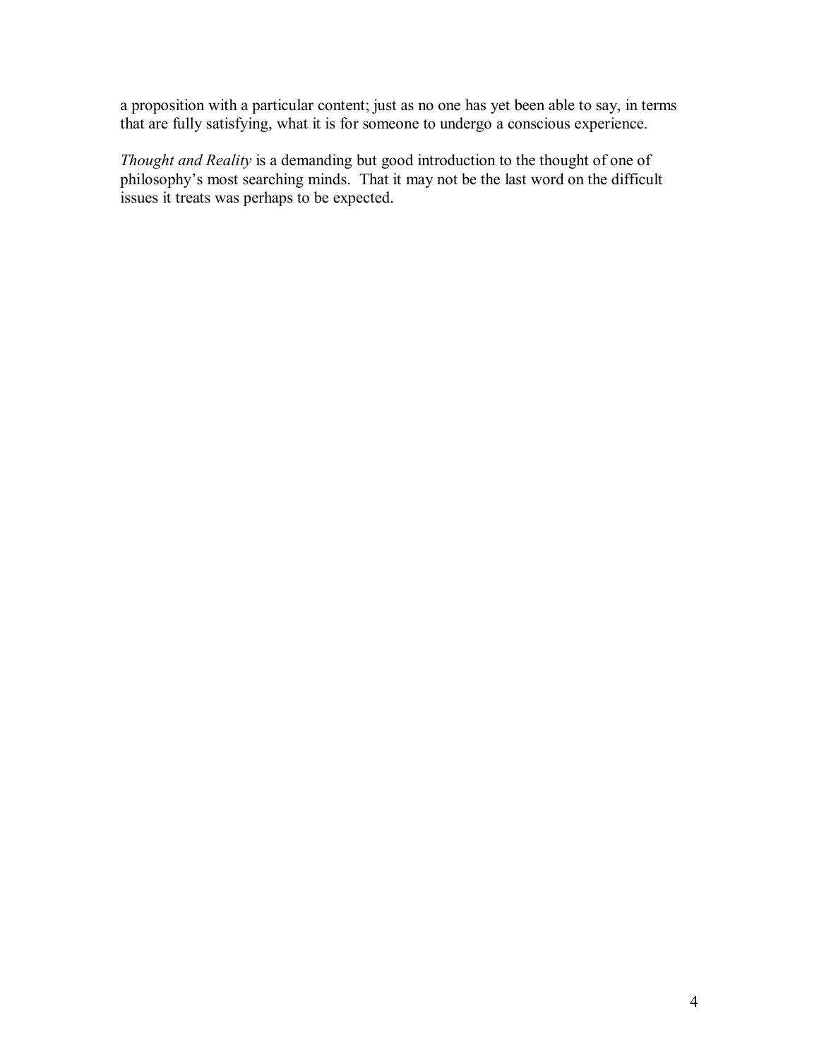a proposition with a particular content; just as no one has yet been able to say, in terms that are fully satisfying, what it is for someone to undergo a conscious experience.

*Thought and Reality* is a demanding but good introduction to the thought of one of philosophy's most searching minds. That it may not be the last word on the difficult issues it treats was perhaps to be expected.